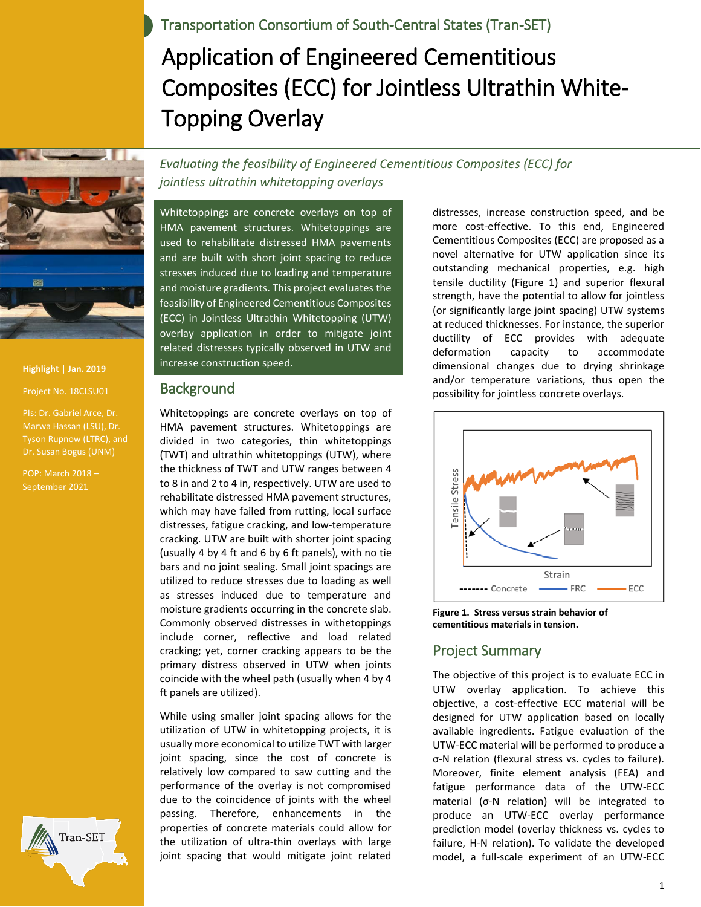Transportation Consortium of South-Central States (Tran-SET)

# Application of Engineered Cementitious Composites (ECC) for Jointless Ultrathin White-Topping Overlay

*Evaluating the feasibility of Engineered Cementitious Composites (ECC) for jointless ultrathin whitetopping overlays*

**Highlight | Jan. 2019**

Project No. 18CLSU01

PIs: Dr. Gabriel Arce, Dr. Marwa Hassan (LSU), Dr. Tyson Rupnow (LTRC), and Dr. Susan Bogus (UNM)

POP: March 2018 – September 2021

Whitetoppings are concrete overlays on top of HMA pavement structures. Whitetoppings are used to rehabilitate distressed HMA pavements and are built with short joint spacing to reduce stresses induced due to loading and temperature and moisture gradients. This project evaluates the feasibility of Engineered Cementitious Composites (ECC) in Jointless Ultrathin Whitetopping (UTW) overlay application in order to mitigate joint related distresses typically observed in UTW and increase construction speed.

## Background

Whitetoppings are concrete overlays on top of HMA pavement structures. Whitetoppings are divided in two categories, thin whitetoppings (TWT) and ultrathin whitetoppings (UTW), where the thickness of TWT and UTW ranges between 4 to 8 in and 2 to 4 in, respectively. UTW are used to rehabilitate distressed HMA pavement structures, which may have failed from rutting, local surface distresses, fatigue cracking, and low-temperature cracking. UTW are built with shorter joint spacing (usually 4 by 4 ft and 6 by 6 ft panels), with no tie bars and no joint sealing. Small joint spacings are utilized to reduce stresses due to loading as well as stresses induced due to temperature and moisture gradients occurring in the concrete slab. Commonly observed distresses in withetoppings include corner, reflective and load related cracking; yet, corner cracking appears to be the primary distress observed in UTW when joints coincide with the wheel path (usually when 4 by 4 ft panels are utilized).

While using smaller joint spacing allows for the utilization of UTW in whitetopping projects, it is usually more economical to utilize TWT with larger joint spacing, since the cost of concrete is relatively low compared to saw cutting and the performance of the overlay is not compromised due to the coincidence of joints with the wheel passing. Therefore, enhancements in the properties of concrete materials could allow for the utilization of ultra-thin overlays with large joint spacing that would mitigate joint related distresses, increase construction speed, and be more cost-effective. To this end, Engineered Cementitious Composites (ECC) are proposed as a novel alternative for UTW application since its outstanding mechanical properties, e.g. high tensile ductility (Figure 1) and superior flexural strength, have the potential to allow for jointless (or significantly large joint spacing) UTW systems at reduced thicknesses. For instance, the superior ductility of ECC provides with adequate deformation capacity to accommodate dimensional changes due to drying shrinkage and/or temperature variations, thus open the possibility for jointless concrete overlays.

**Figure 1. Stress versus strain behavior of cementitious materials in tension.**

## Project Summary

The objective of this project is to evaluate ECC in UTW overlay application. To achieve this objective, a cost-effective ECC material will be designed for UTW application based on locally available ingredients. Fatigue evaluation of the UTW-ECC material will be performed to produce a σ-N relation (flexural stress vs. cycles to failure). Moreover, finite element analysis (FEA) and fatigue performance data of the UTW-ECC material (σ-N relation) will be integrated to produce an UTW-ECC overlay performance prediction model (overlay thickness vs. cycles to failure, H-N relation). To validate the developed model, a full-scale experiment of an UTW-ECC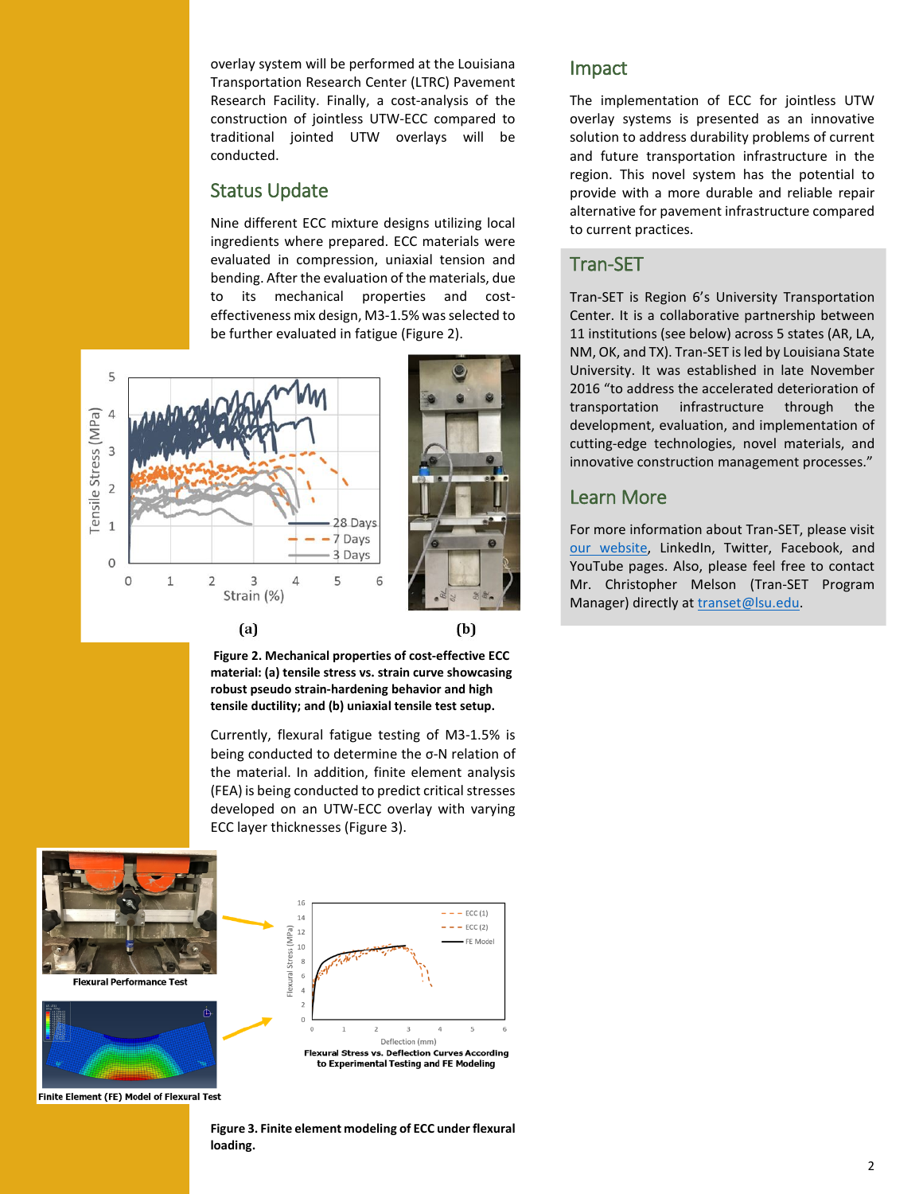overlay system will be performed at the Louisiana Transportation Research Center (LTRC) Pavement Research Facility. Finally, a cost-analysis of the construction of jointless UTW-ECC compared to traditional jointed UTW overlays will be conducted.

## Status Update

Nine different ECC mixture designs utilizing local ingredients where prepared. ECC materials were evaluated in compression, uniaxial tension and bending. After the evaluation of the materials, due to its mechanical properties and cost-effectiveness mix design, M3-1.5% was selected to be further evaluated in fatigue (Figure 2).

Tensile Stress (MPa)
0
1
2
3
4
5
0 1 2 3 4 5 6
Strain (%)
28 Days
7 Days
3 Days

(a) (b)

**Figure 2. Mechanical properties of cost-effective ECC material: (a) tensile stress vs. strain curve showcasing robust pseudo strain-hardening behavior and high tensile ductility; and (b) uniaxial tensile test setup.**

Currently, flexural fatigue testing of M3-1.5% is being conducted to determine the σ-N relation of the material. In addition, finite element analysis (FEA) is being conducted to predict critical stresses developed on an UTW-ECC overlay with varying ECC layer thicknesses (Figure 3).

Flexural Performance Test

Finite Element (FE) Model of Flexural Test

Flexural Stress (MPa)
0
2
4
6
8
10
12
14
16
0 1 2 3 4 5 6
Deflection (mm)
ECC (1)
ECC (2)
FE Model

**Flexural Stress vs. Deflection Curves According to Experimental Testing and FE Modeling**

**Figure 3. Finite element modeling of ECC under flexural loading.**

## Impact

The implementation of ECC for jointless UTW overlay systems is presented as an innovative solution to address durability problems of current and future transportation infrastructure in the region. This novel system has the potential to provide with a more durable and reliable repair alternative for pavement infrastructure compared to current practices.

## Tran-SET

Tran-SET is Region 6's University Transportation Center. It is a collaborative partnership between 11 institutions (see below) across 5 states (AR, LA, NM, OK, and TX). Tran-SET is led by Louisiana State University. It was established in late November 2016 "to address the accelerated deterioration of transportation infrastructure through the development, evaluation, and implementation of cutting-edge technologies, novel materials, and innovative construction management processes."

## Learn More

For more information about Tran-SET, please visit our website, LinkedIn, Twitter, Facebook, and YouTube pages. Also, please feel free to contact Mr. Christopher Melson (Tran-SET Program Manager) directly at transet@lsu.edu.